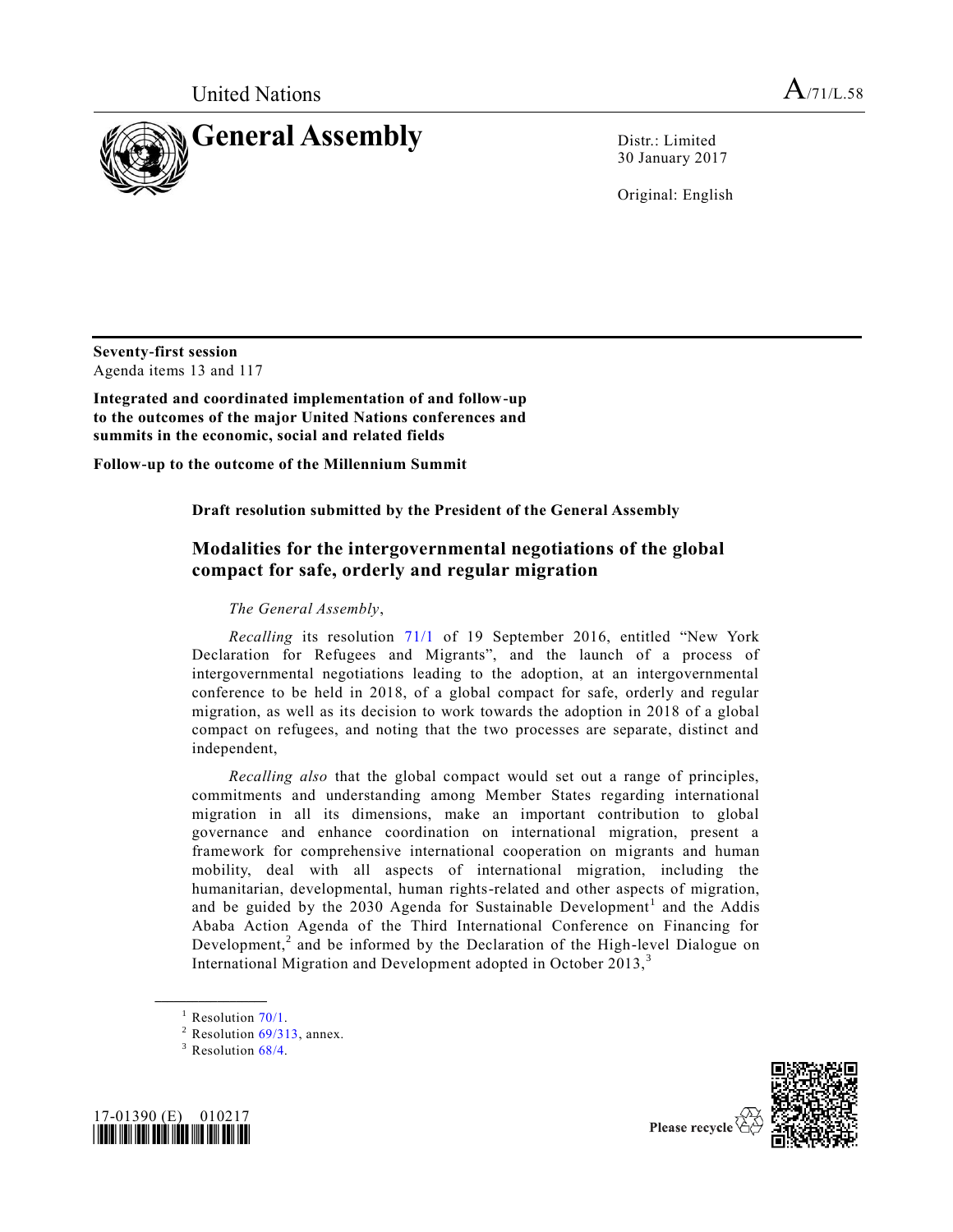United Nations A/71/L.58

# General Assembly

Distr.: Limited
30 January 2017

Original: English

**Seventy-first session**
Agenda items 13 and 117

**Integrated and coordinated implementation of and follow-up to the outcomes of the major United Nations conferences and summits in the economic, social and related fields**

**Follow-up to the outcome of the Millennium Summit**

**Draft resolution submitted by the President of the General Assembly**

## Modalities for the intergovernmental negotiations of the global compact for safe, orderly and regular migration

*The General Assembly*,

*Recalling* its resolution 71/1 of 19 September 2016, entitled "New York Declaration for Refugees and Migrants", and the launch of a process of intergovernmental negotiations leading to the adoption, at an intergovernmental conference to be held in 2018, of a global compact for safe, orderly and regular migration, as well as its decision to work towards the adoption in 2018 of a global compact on refugees, and noting that the two processes are separate, distinct and independent,

*Recalling also* that the global compact would set out a range of principles, commitments and understanding among Member States regarding international migration in all its dimensions, make an important contribution to global governance and enhance coordination on international migration, present a framework for comprehensive international cooperation on migrants and human mobility, deal with all aspects of international migration, including the humanitarian, developmental, human rights-related and other aspects of migration, and be guided by the 2030 Agenda for Sustainable Development[1] and the Addis Ababa Action Agenda of the Third International Conference on Financing for Development,[2] and be informed by the Declaration of the High-level Dialogue on International Migration and Development adopted in October 2013,[3]

[1] Resolution 70/1.
[2] Resolution 69/313, annex.
[3] Resolution 68/4.

17-01390 (E) 010217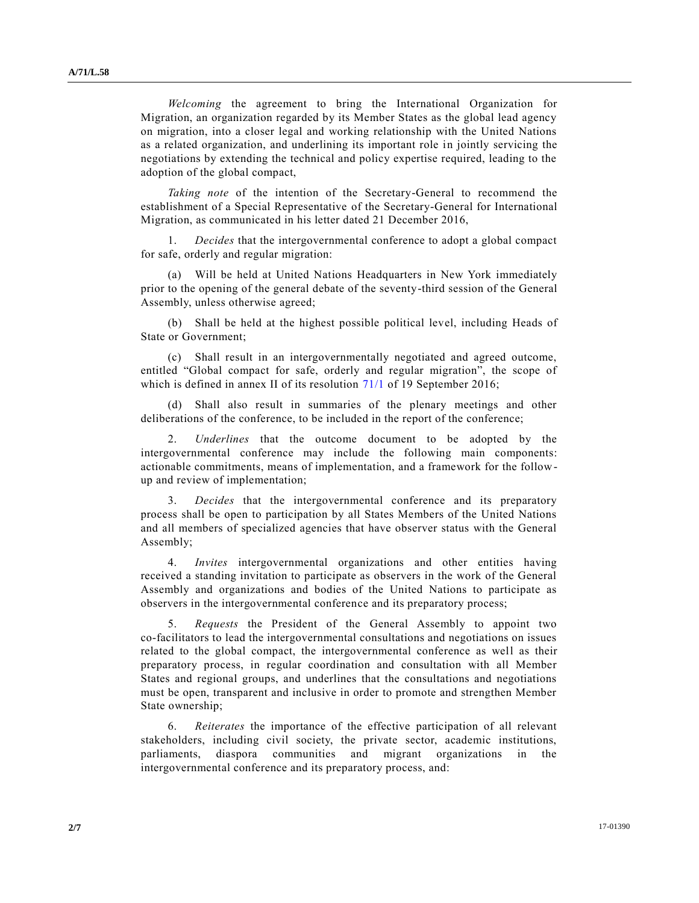*Welcoming* the agreement to bring the International Organization for Migration, an organization regarded by its Member States as the global lead agency on migration, into a closer legal and working relationship with the United Nations as a related organization, and underlining its important role in jointly servicing the negotiations by extending the technical and policy expertise required, leading to the adoption of the global compact,

*Taking note* of the intention of the Secretary-General to recommend the establishment of a Special Representative of the Secretary-General for International Migration, as communicated in his letter dated 21 December 2016,

1. *Decides* that the intergovernmental conference to adopt a global compact for safe, orderly and regular migration:

(a) Will be held at United Nations Headquarters in New York immediately prior to the opening of the general debate of the seventy-third session of the General Assembly, unless otherwise agreed;

(b) Shall be held at the highest possible political level, including Heads of State or Government;

(c) Shall result in an intergovernmentally negotiated and agreed outcome, entitled "Global compact for safe, orderly and regular migration", the scope of which is defined in annex II of its resolution 71/1 of 19 September 2016;

(d) Shall also result in summaries of the plenary meetings and other deliberations of the conference, to be included in the report of the conference;

2. *Underlines* that the outcome document to be adopted by the intergovernmental conference may include the following main components: actionable commitments, means of implementation, and a framework for the follow-up and review of implementation;

3. *Decides* that the intergovernmental conference and its preparatory process shall be open to participation by all States Members of the United Nations and all members of specialized agencies that have observer status with the General Assembly;

4. *Invites* intergovernmental organizations and other entities having received a standing invitation to participate as observers in the work of the General Assembly and organizations and bodies of the United Nations to participate as observers in the intergovernmental conference and its preparatory process;

5. *Requests* the President of the General Assembly to appoint two co-facilitators to lead the intergovernmental consultations and negotiations on issues related to the global compact, the intergovernmental conference as well as their preparatory process, in regular coordination and consultation with all Member States and regional groups, and underlines that the consultations and negotiations must be open, transparent and inclusive in order to promote and strengthen Member State ownership;

6. *Reiterates* the importance of the effective participation of all relevant stakeholders, including civil society, the private sector, academic institutions, parliaments, diaspora communities and migrant organizations in the intergovernmental conference and its preparatory process, and: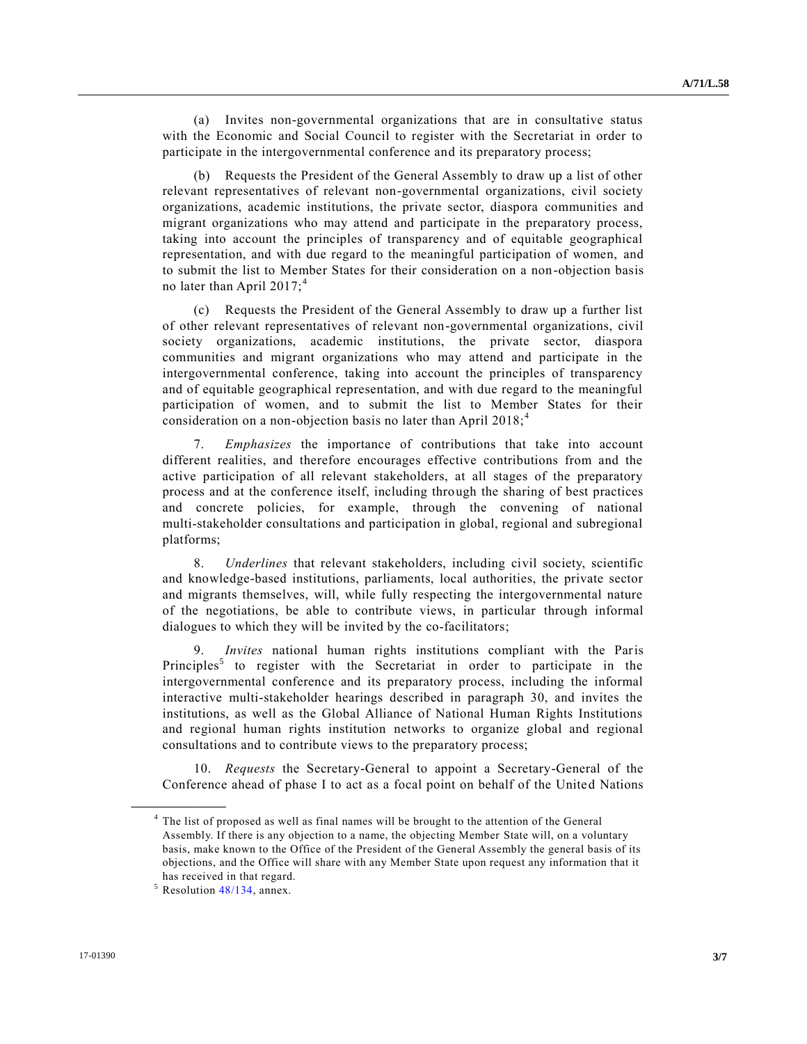(a) Invites non-governmental organizations that are in consultative status with the Economic and Social Council to register with the Secretariat in order to participate in the intergovernmental conference and its preparatory process;

(b) Requests the President of the General Assembly to draw up a list of other relevant representatives of relevant non-governmental organizations, civil society organizations, academic institutions, the private sector, diaspora communities and migrant organizations who may attend and participate in the preparatory process, taking into account the principles of transparency and of equitable geographical representation, and with due regard to the meaningful participation of women, and to submit the list to Member States for their consideration on a non-objection basis no later than April 2017;[4]

(c) Requests the President of the General Assembly to draw up a further list of other relevant representatives of relevant non-governmental organizations, civil society organizations, academic institutions, the private sector, diaspora communities and migrant organizations who may attend and participate in the intergovernmental conference, taking into account the principles of transparency and of equitable geographical representation, and with due regard to the meaningful participation of women, and to submit the list to Member States for their consideration on a non-objection basis no later than April 2018;[4]

7. *Emphasizes* the importance of contributions that take into account different realities, and therefore encourages effective contributions from and the active participation of all relevant stakeholders, at all stages of the preparatory process and at the conference itself, including through the sharing of best practices and concrete policies, for example, through the convening of national multi-stakeholder consultations and participation in global, regional and subregional platforms;

8. *Underlines* that relevant stakeholders, including civil society, scientific and knowledge-based institutions, parliaments, local authorities, the private sector and migrants themselves, will, while fully respecting the intergovernmental nature of the negotiations, be able to contribute views, in particular through informal dialogues to which they will be invited by the co-facilitators;

9. *Invites* national human rights institutions compliant with the Paris Principles[5] to register with the Secretariat in order to participate in the intergovernmental conference and its preparatory process, including the informal interactive multi-stakeholder hearings described in paragraph 30, and invites the institutions, as well as the Global Alliance of National Human Rights Institutions and regional human rights institution networks to organize global and regional consultations and to contribute views to the preparatory process;

10. *Requests* the Secretary-General to appoint a Secretary-General of the Conference ahead of phase I to act as a focal point on behalf of the United Nations

---

[4] The list of proposed as well as final names will be brought to the attention of the General Assembly. If there is any objection to a name, the objecting Member State will, on a voluntary basis, make known to the Office of the President of the General Assembly the general basis of its objections, and the Office will share with any Member State upon request any information that it has received in that regard.

[5] Resolution 48/134, annex.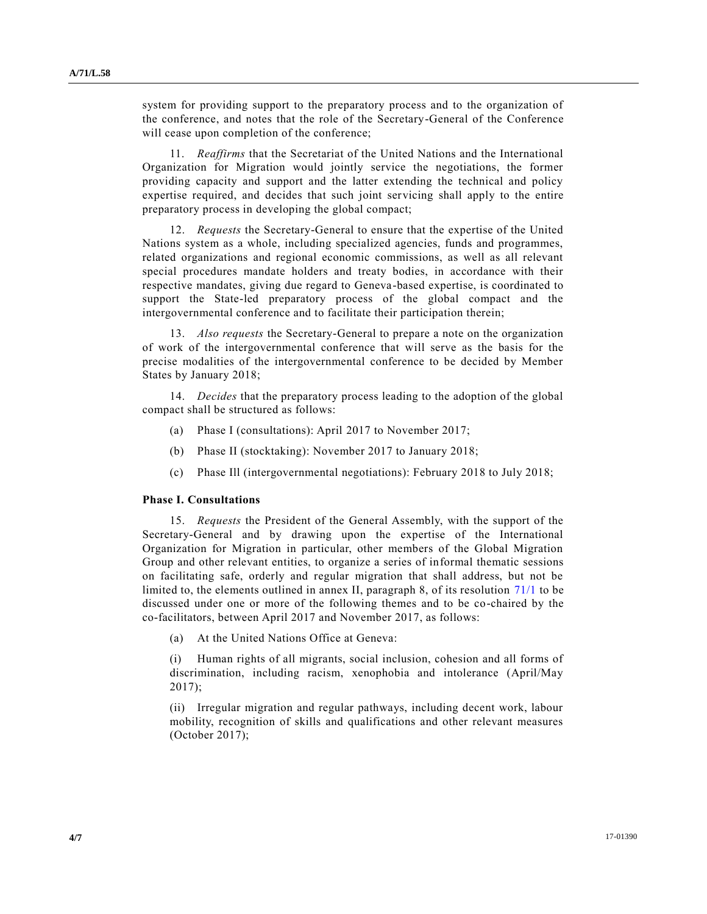system for providing support to the preparatory process and to the organization of the conference, and notes that the role of the Secretary-General of the Conference will cease upon completion of the conference;

11. *Reaffirms* that the Secretariat of the United Nations and the International Organization for Migration would jointly service the negotiations, the former providing capacity and support and the latter extending the technical and policy expertise required, and decides that such joint servicing shall apply to the entire preparatory process in developing the global compact;

12. *Requests* the Secretary-General to ensure that the expertise of the United Nations system as a whole, including specialized agencies, funds and programmes, related organizations and regional economic commissions, as well as all relevant special procedures mandate holders and treaty bodies, in accordance with their respective mandates, giving due regard to Geneva-based expertise, is coordinated to support the State-led preparatory process of the global compact and the intergovernmental conference and to facilitate their participation therein;

13. *Also requests* the Secretary-General to prepare a note on the organization of work of the intergovernmental conference that will serve as the basis for the precise modalities of the intergovernmental conference to be decided by Member States by January 2018;

14. *Decides* that the preparatory process leading to the adoption of the global compact shall be structured as follows:

(a) Phase I (consultations): April 2017 to November 2017;

(b) Phase II (stocktaking): November 2017 to January 2018;

(c) Phase Ill (intergovernmental negotiations): February 2018 to July 2018;

**Phase I. Consultations**

15. *Requests* the President of the General Assembly, with the support of the Secretary-General and by drawing upon the expertise of the International Organization for Migration in particular, other members of the Global Migration Group and other relevant entities, to organize a series of informal thematic sessions on facilitating safe, orderly and regular migration that shall address, but not be limited to, the elements outlined in annex II, paragraph 8, of its resolution 71/1 to be discussed under one or more of the following themes and to be co-chaired by the co-facilitators, between April 2017 and November 2017, as follows:

(a) At the United Nations Office at Geneva:

(i) Human rights of all migrants, social inclusion, cohesion and all forms of discrimination, including racism, xenophobia and intolerance (April/May 2017);

(ii) Irregular migration and regular pathways, including decent work, labour mobility, recognition of skills and qualifications and other relevant measures (October 2017);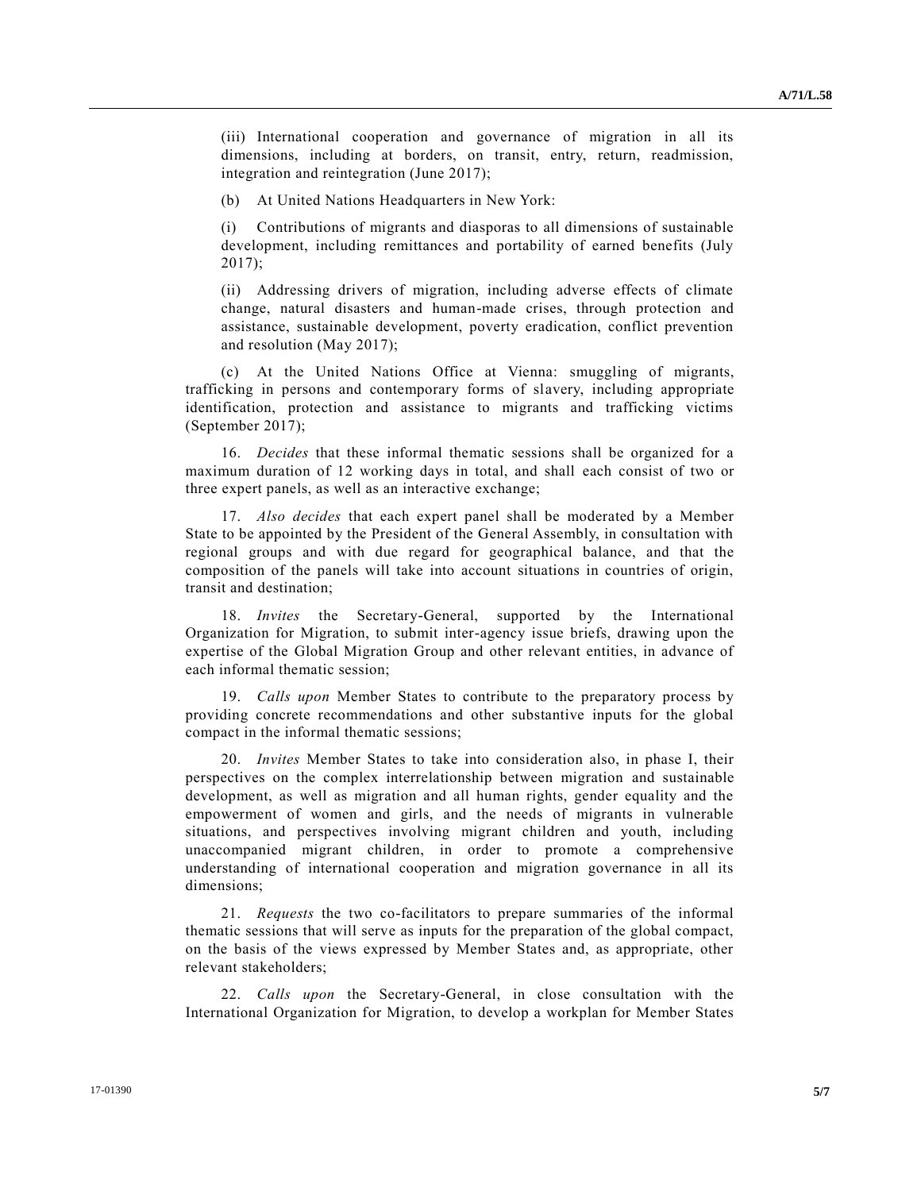(iii) International cooperation and governance of migration in all its dimensions, including at borders, on transit, entry, return, readmission, integration and reintegration (June 2017);

(b) At United Nations Headquarters in New York:

(i) Contributions of migrants and diasporas to all dimensions of sustainable development, including remittances and portability of earned benefits (July 2017);

(ii) Addressing drivers of migration, including adverse effects of climate change, natural disasters and human-made crises, through protection and assistance, sustainable development, poverty eradication, conflict prevention and resolution (May 2017);

(c) At the United Nations Office at Vienna: smuggling of migrants, trafficking in persons and contemporary forms of slavery, including appropriate identification, protection and assistance to migrants and trafficking victims (September 2017);

16. *Decides* that these informal thematic sessions shall be organized for a maximum duration of 12 working days in total, and shall each consist of two or three expert panels, as well as an interactive exchange;

17. *Also decides* that each expert panel shall be moderated by a Member State to be appointed by the President of the General Assembly, in consultation with regional groups and with due regard for geographical balance, and that the composition of the panels will take into account situations in countries of origin, transit and destination;

18. *Invites* the Secretary-General, supported by the International Organization for Migration, to submit inter-agency issue briefs, drawing upon the expertise of the Global Migration Group and other relevant entities, in advance of each informal thematic session;

19. *Calls upon* Member States to contribute to the preparatory process by providing concrete recommendations and other substantive inputs for the global compact in the informal thematic sessions;

20. *Invites* Member States to take into consideration also, in phase I, their perspectives on the complex interrelationship between migration and sustainable development, as well as migration and all human rights, gender equality and the empowerment of women and girls, and the needs of migrants in vulnerable situations, and perspectives involving migrant children and youth, including unaccompanied migrant children, in order to promote a comprehensive understanding of international cooperation and migration governance in all its dimensions;

21. *Requests* the two co-facilitators to prepare summaries of the informal thematic sessions that will serve as inputs for the preparation of the global compact, on the basis of the views expressed by Member States and, as appropriate, other relevant stakeholders;

22. *Calls upon* the Secretary-General, in close consultation with the International Organization for Migration, to develop a workplan for Member States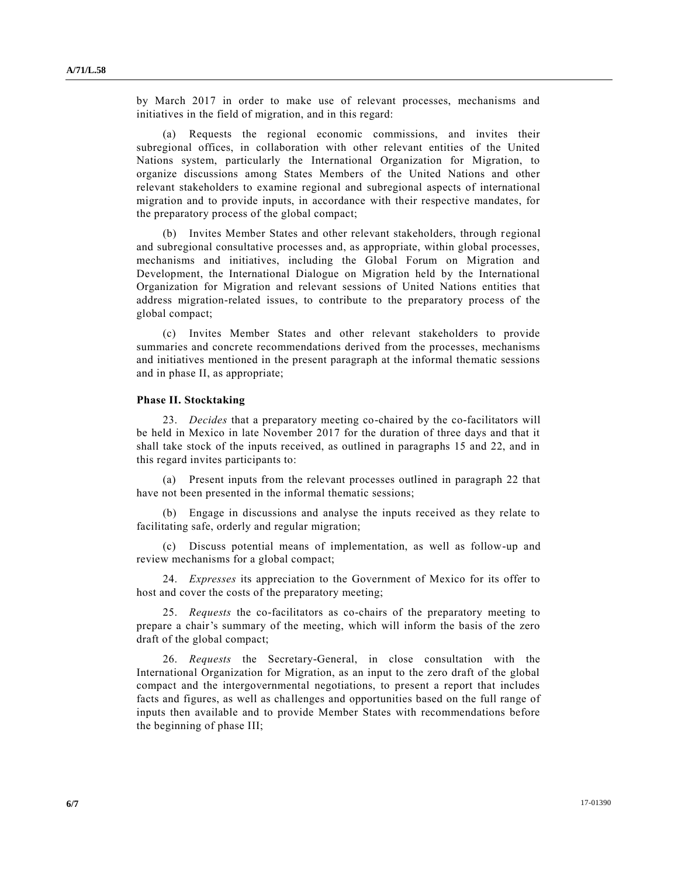by March 2017 in order to make use of relevant processes, mechanisms and initiatives in the field of migration, and in this regard:

(a) Requests the regional economic commissions, and invites their subregional offices, in collaboration with other relevant entities of the United Nations system, particularly the International Organization for Migration, to organize discussions among States Members of the United Nations and other relevant stakeholders to examine regional and subregional aspects of international migration and to provide inputs, in accordance with their respective mandates, for the preparatory process of the global compact;

(b) Invites Member States and other relevant stakeholders, through regional and subregional consultative processes and, as appropriate, within global processes, mechanisms and initiatives, including the Global Forum on Migration and Development, the International Dialogue on Migration held by the International Organization for Migration and relevant sessions of United Nations entities that address migration-related issues, to contribute to the preparatory process of the global compact;

(c) Invites Member States and other relevant stakeholders to provide summaries and concrete recommendations derived from the processes, mechanisms and initiatives mentioned in the present paragraph at the informal thematic sessions and in phase II, as appropriate;

**Phase II. Stocktaking**

23. *Decides* that a preparatory meeting co-chaired by the co-facilitators will be held in Mexico in late November 2017 for the duration of three days and that it shall take stock of the inputs received, as outlined in paragraphs 15 and 22, and in this regard invites participants to:

(a) Present inputs from the relevant processes outlined in paragraph 22 that have not been presented in the informal thematic sessions;

(b) Engage in discussions and analyse the inputs received as they relate to facilitating safe, orderly and regular migration;

(c) Discuss potential means of implementation, as well as follow-up and review mechanisms for a global compact;

24. *Expresses* its appreciation to the Government of Mexico for its offer to host and cover the costs of the preparatory meeting;

25. *Requests* the co-facilitators as co-chairs of the preparatory meeting to prepare a chair's summary of the meeting, which will inform the basis of the zero draft of the global compact;

26. *Requests* the Secretary-General, in close consultation with the International Organization for Migration, as an input to the zero draft of the global compact and the intergovernmental negotiations, to present a report that includes facts and figures, as well as challenges and opportunities based on the full range of inputs then available and to provide Member States with recommendations before the beginning of phase III;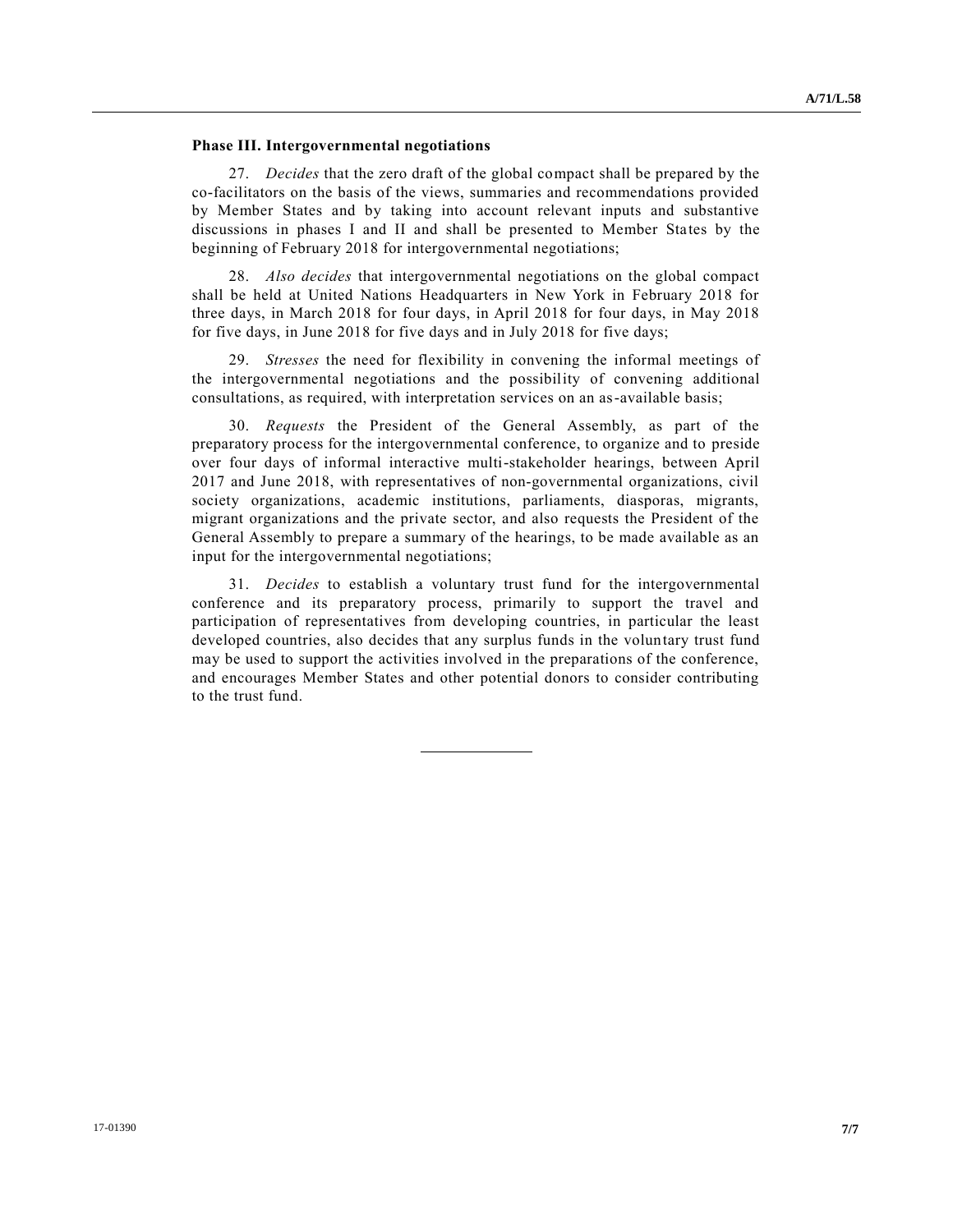**Phase III. Intergovernmental negotiations**

27. *Decides* that the zero draft of the global compact shall be prepared by the co-facilitators on the basis of the views, summaries and recommendations provided by Member States and by taking into account relevant inputs and substantive discussions in phases I and II and shall be presented to Member States by the beginning of February 2018 for intergovernmental negotiations;

28. *Also decides* that intergovernmental negotiations on the global compact shall be held at United Nations Headquarters in New York in February 2018 for three days, in March 2018 for four days, in April 2018 for four days, in May 2018 for five days, in June 2018 for five days and in July 2018 for five days;

29. *Stresses* the need for flexibility in convening the informal meetings of the intergovernmental negotiations and the possibility of convening additional consultations, as required, with interpretation services on an as-available basis;

30. *Requests* the President of the General Assembly, as part of the preparatory process for the intergovernmental conference, to organize and to preside over four days of informal interactive multi-stakeholder hearings, between April 2017 and June 2018, with representatives of non-governmental organizations, civil society organizations, academic institutions, parliaments, diasporas, migrants, migrant organizations and the private sector, and also requests the President of the General Assembly to prepare a summary of the hearings, to be made available as an input for the intergovernmental negotiations;

31. *Decides* to establish a voluntary trust fund for the intergovernmental conference and its preparatory process, primarily to support the travel and participation of representatives from developing countries, in particular the least developed countries, also decides that any surplus funds in the voluntary trust fund may be used to support the activities involved in the preparations of the conference, and encourages Member States and other potential donors to consider contributing to the trust fund.